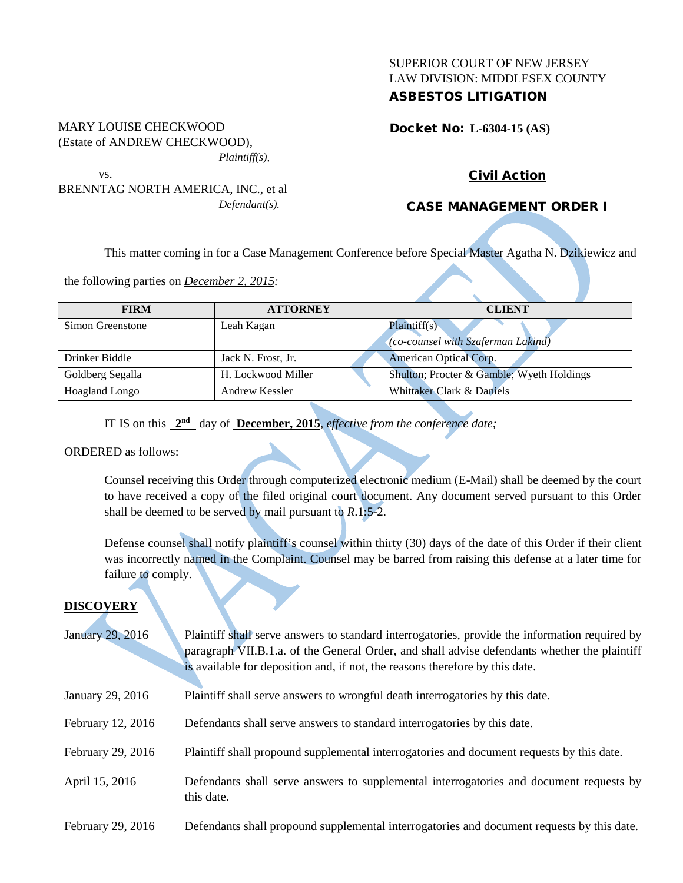SUPERIOR COURT OF NEW JERSEY
LAW DIVISION: MIDDLESEX COUNTY
**ASBESTOS LITIGATION**

MARY LOUISE CHECKWOOD
(Estate of ANDREW CHECKWOOD),
*Plaintiff(s),*

vs.

BRENNTAG NORTH AMERICA, INC., et al
*Defendant(s).*

**Docket No: L-6304-15 (AS)**

**Civil Action**

**CASE MANAGEMENT ORDER I**

This matter coming in for a Case Management Conference before Special Master Agatha N. Dzikiewicz and the following parties on *December 2, 2015:*

| FIRM | ATTORNEY | CLIENT |
|---|---|---|
| Simon Greenstone | Leah Kagan | Plaintiff(s) *(co-counsel with Szaferman Lakind)* |
| Drinker Biddle | Jack N. Frost, Jr. | American Optical Corp. |
| Goldberg Segalla | H. Lockwood Miller | Shulton; Procter & Gamble; Wyeth Holdings |
| Hoagland Longo | Andrew Kessler | Whittaker Clark & Daniels |

IT IS on this **2nd** day of **December, 2015**, *effective from the conference date;*

ORDERED as follows:

Counsel receiving this Order through computerized electronic medium (E-Mail) shall be deemed by the court to have received a copy of the filed original court document. Any document served pursuant to this Order shall be deemed to be served by mail pursuant to *R*.1:5-2.

Defense counsel shall notify plaintiff's counsel within thirty (30) days of the date of this Order if their client was incorrectly named in the Complaint. Counsel may be barred from raising this defense at a later time for failure to comply.

**DISCOVERY**

January 29, 2016 — Plaintiff shall serve answers to standard interrogatories, provide the information required by paragraph VII.B.1.a. of the General Order, and shall advise defendants whether the plaintiff is available for deposition and, if not, the reasons therefore by this date.

January 29, 2016 — Plaintiff shall serve answers to wrongful death interrogatories by this date.

February 12, 2016 — Defendants shall serve answers to standard interrogatories by this date.

February 29, 2016 — Plaintiff shall propound supplemental interrogatories and document requests by this date.

April 15, 2016 — Defendants shall serve answers to supplemental interrogatories and document requests by this date.

February 29, 2016 — Defendants shall propound supplemental interrogatories and document requests by this date.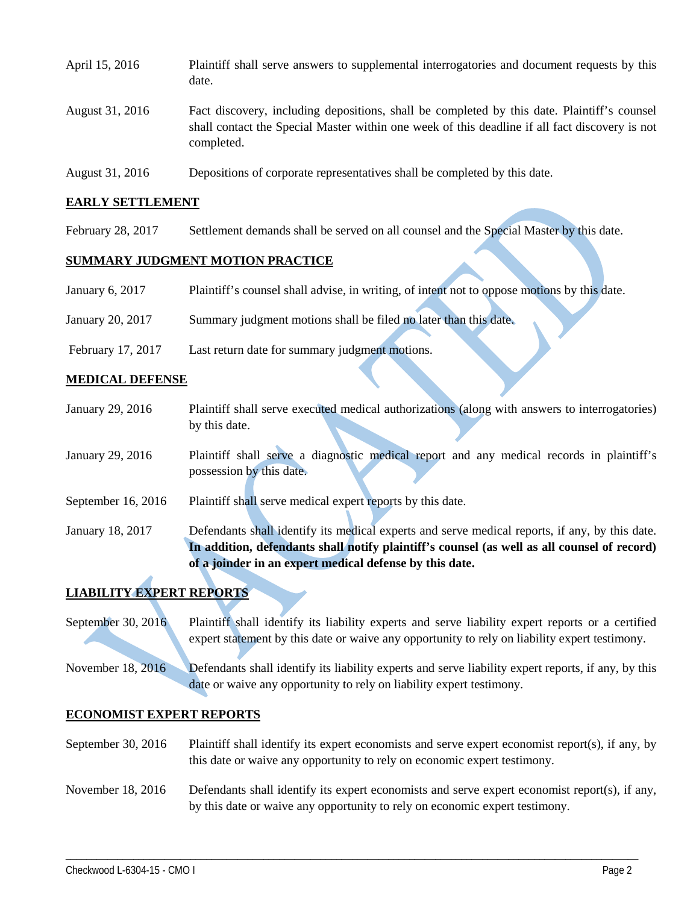| | |
|---|---|
| April 15, 2016 | Plaintiff shall serve answers to supplemental interrogatories and document requests by this date. |
| August 31, 2016 | Fact discovery, including depositions, shall be completed by this date. Plaintiff's counsel shall contact the Special Master within one week of this deadline if all fact discovery is not completed. |
| August 31, 2016 | Depositions of corporate representatives shall be completed by this date. |

## EARLY SETTLEMENT

| | |
|---|---|
| February 28, 2017 | Settlement demands shall be served on all counsel and the Special Master by this date. |

## SUMMARY JUDGMENT MOTION PRACTICE

| | |
|---|---|
| January 6, 2017 | Plaintiff's counsel shall advise, in writing, of intent not to oppose motions by this date. |
| January 20, 2017 | Summary judgment motions shall be filed no later than this date. |
| February 17, 2017 | Last return date for summary judgment motions. |

## MEDICAL DEFENSE

| | |
|---|---|
| January 29, 2016 | Plaintiff shall serve executed medical authorizations (along with answers to interrogatories) by this date. |
| January 29, 2016 | Plaintiff shall serve a diagnostic medical report and any medical records in plaintiff's possession by this date. |
| September 16, 2016 | Plaintiff shall serve medical expert reports by this date. |
| January 18, 2017 | Defendants shall identify its medical experts and serve medical reports, if any, by this date. **In addition, defendants shall notify plaintiff's counsel (as well as all counsel of record) of a joinder in an expert medical defense by this date.** |

## LIABILITY EXPERT REPORTS

| | |
|---|---|
| September 30, 2016 | Plaintiff shall identify its liability experts and serve liability expert reports or a certified expert statement by this date or waive any opportunity to rely on liability expert testimony. |
| November 18, 2016 | Defendants shall identify its liability experts and serve liability expert reports, if any, by this date or waive any opportunity to rely on liability expert testimony. |

## ECONOMIST EXPERT REPORTS

| | |
|---|---|
| September 30, 2016 | Plaintiff shall identify its expert economists and serve expert economist report(s), if any, by this date or waive any opportunity to rely on economic expert testimony. |
| November 18, 2016 | Defendants shall identify its expert economists and serve expert economist report(s), if any, by this date or waive any opportunity to rely on economic expert testimony. |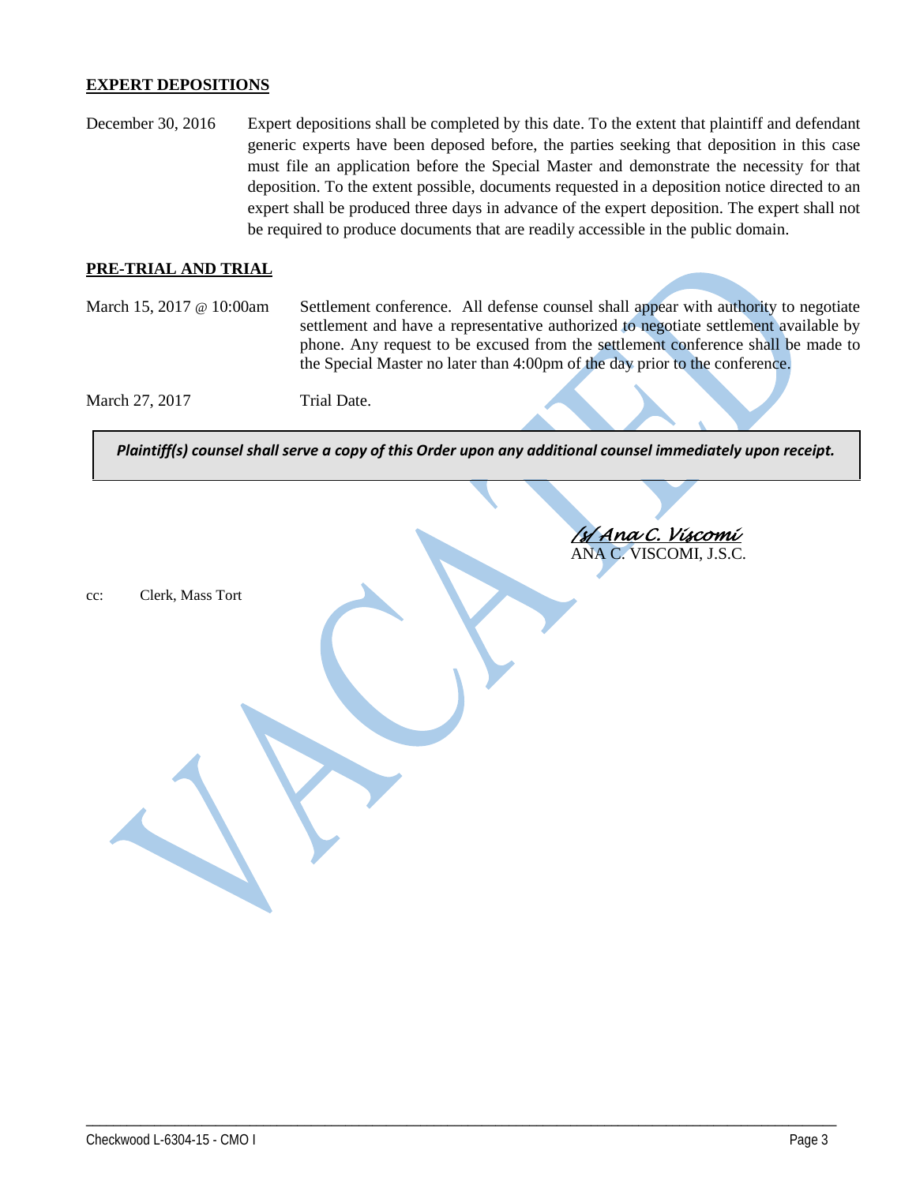**EXPERT DEPOSITIONS**

| | |
|---|---|
| December 30, 2016 | Expert depositions shall be completed by this date. To the extent that plaintiff and defendant generic experts have been deposed before, the parties seeking that deposition in this case must file an application before the Special Master and demonstrate the necessity for that deposition. To the extent possible, documents requested in a deposition notice directed to an expert shall be produced three days in advance of the expert deposition. The expert shall not be required to produce documents that are readily accessible in the public domain. |

**PRE-TRIAL AND TRIAL**

| | |
|---|---|
| March 15, 2017 @ 10:00am | Settlement conference. All defense counsel shall appear with authority to negotiate settlement and have a representative authorized to negotiate settlement available by phone. Any request to be excused from the settlement conference shall be made to the Special Master no later than 4:00pm of the day prior to the conference. |
| March 27, 2017 | Trial Date. |

***Plaintiff(s) counsel shall serve a copy of this Order upon any additional counsel immediately upon receipt.***

VACATED

/s/ *Ana C. Viscomi*
ANA C. VISCOMI, J.S.C.

cc: Clerk, Mass Tort